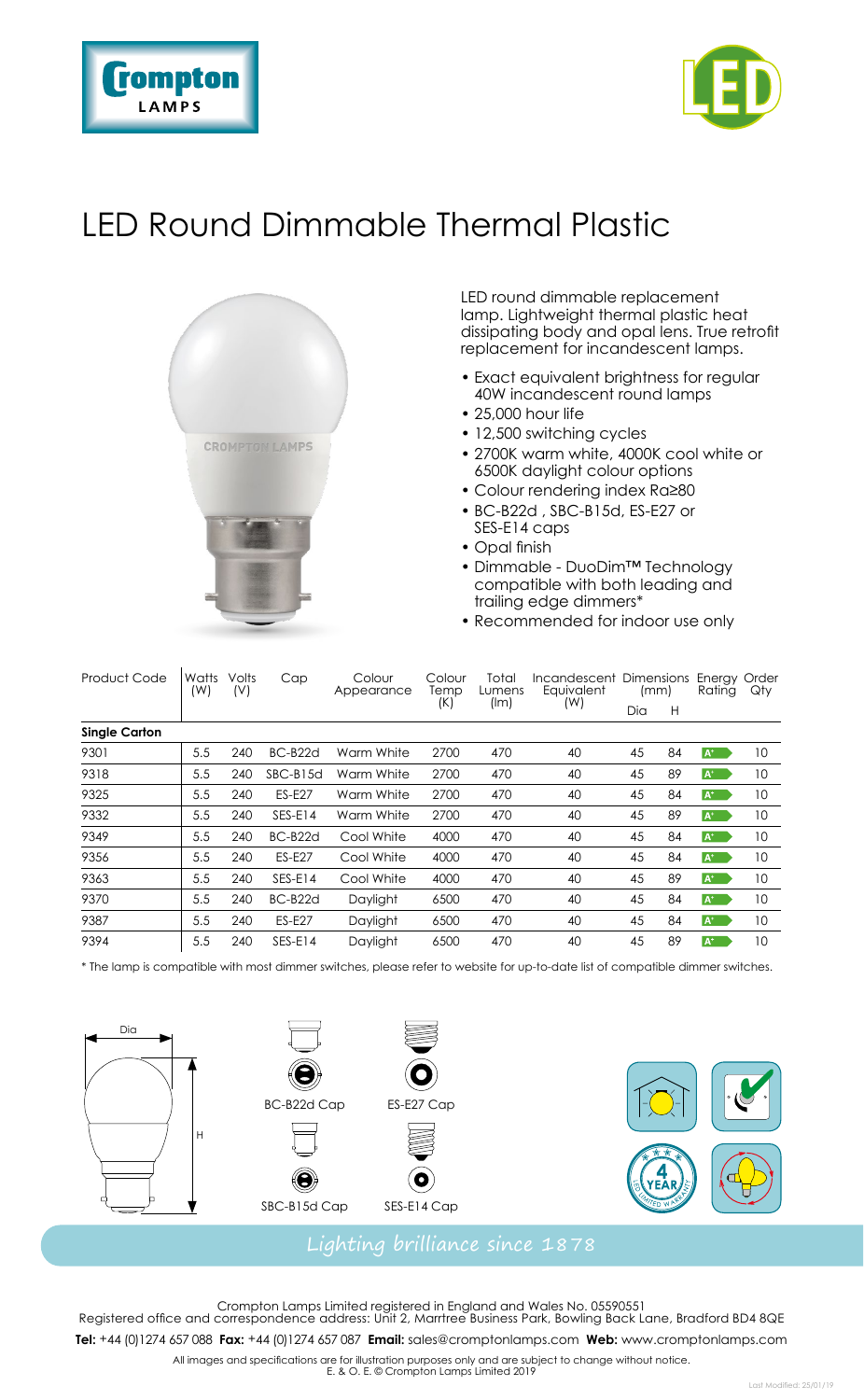# LED Round Dimmable Thermal Plastic

LED round dimmable replacement lamp. Lightweight thermal plastic heat dissipating body and opal lens. True retrofit replacement for incandescent lamps.

- Exact equivalent brightness for regular 40W incandescent round lamps
- 25,000 hour life
- 12,500 switching cycles
- 2700K warm white, 4000K cool white or 6500K daylight colour options
- Colour rendering index Ra≥80
- BC-B22d , SBC-B15d, ES-E27 or SES-E14 caps
- Opal finish
- Dimmable - DuoDim™ Technology compatible with both leading and trailing edge dimmers*
- Recommended for indoor use only

| Product Code | Watts (W) | Volts (V) | Cap | Colour Appearance | Colour Temp (K) | Total Lumens (lm) | Incandescent Equivalent (W) | Dimensions (mm) | | Energy Rating | Order Qty |
|---|---|---|---|---|---|---|---|---|---|---|---|
| | | | | | | | | Dia | H | | |
| **Single Carton** | | | | | | | | | | | |
| 9301 | 5.5 | 240 | BC-B22d | Warm White | 2700 | 470 | 40 | 45 | 84 | A+ | 10 |
| 9318 | 5.5 | 240 | SBC-B15d | Warm White | 2700 | 470 | 40 | 45 | 89 | A+ | 10 |
| 9325 | 5.5 | 240 | ES-E27 | Warm White | 2700 | 470 | 40 | 45 | 84 | A+ | 10 |
| 9332 | 5.5 | 240 | SES-E14 | Warm White | 2700 | 470 | 40 | 45 | 89 | A+ | 10 |
| 9349 | 5.5 | 240 | BC-B22d | Cool White | 4000 | 470 | 40 | 45 | 84 | A+ | 10 |
| 9356 | 5.5 | 240 | ES-E27 | Cool White | 4000 | 470 | 40 | 45 | 84 | A+ | 10 |
| 9363 | 5.5 | 240 | SES-E14 | Cool White | 4000 | 470 | 40 | 45 | 89 | A+ | 10 |
| 9370 | 5.5 | 240 | BC-B22d | Daylight | 6500 | 470 | 40 | 45 | 84 | A+ | 10 |
| 9387 | 5.5 | 240 | ES-E27 | Daylight | 6500 | 470 | 40 | 45 | 84 | A+ | 10 |
| 9394 | 5.5 | 240 | SES-E14 | Daylight | 6500 | 470 | 40 | 45 | 89 | A+ | 10 |

\* The lamp is compatible with most dimmer switches, please refer to website for up-to-date list of compatible dimmer switches.

Dia

H

BC-B22d Cap

ES-E27 Cap

SBC-B15d Cap

SES-E14 Cap

*Lighting brilliance since 1878*

Crompton Lamps Limited registered in England and Wales No. 05590551
Registered office and correspondence address: Unit 2, Marrtree Business Park, Bowling Back Lane, Bradford BD4 8QE

**Tel:** +44 (0)1274 657 088 **Fax:** +44 (0)1274 657 087 **Email:** sales@cromptonlamps.com **Web:** www.cromptonlamps.com

All images and specifications are for illustration purposes only and are subject to change without notice.
E. & O. E. © Crompton Lamps Limited 2019

Last Modified: 25/01/19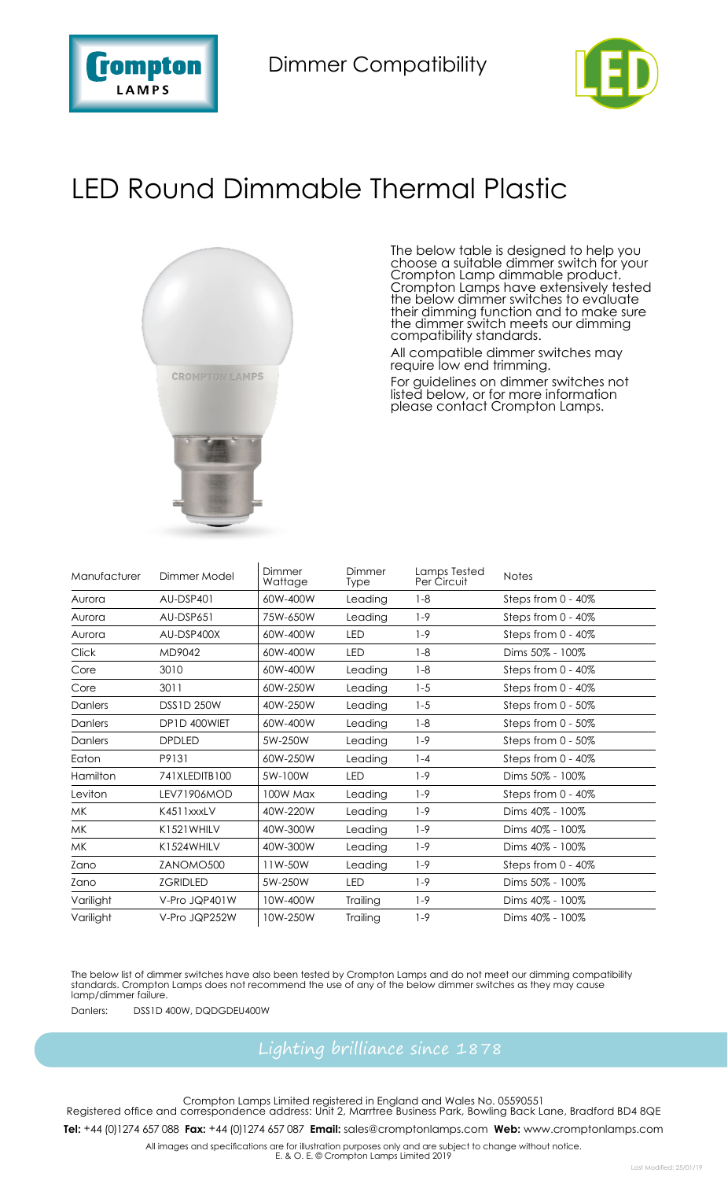Crompton LAMPS

Dimmer Compatibility

# LED Round Dimmable Thermal Plastic

The below table is designed to help you choose a suitable dimmer switch for your Crompton Lamp dimmable product. Crompton Lamps have extensively tested the below dimmer switches to evaluate their dimming function and to make sure the dimmer switch meets our dimming compatibility standards.

All compatible dimmer switches may require low end trimming.

For guidelines on dimmer switches not listed below, or for more information please contact Crompton Lamps.

| Manufacturer | Dimmer Model | Dimmer Wattage | Dimmer Type | Lamps Tested Per Circuit | Notes |
|---|---|---|---|---|---|
| Aurora | AU-DSP401 | 60W-400W | Leading | 1-8 | Steps from 0 - 40% |
| Aurora | AU-DSP651 | 75W-650W | Leading | 1-9 | Steps from 0 - 40% |
| Aurora | AU-DSP400X | 60W-400W | LED | 1-9 | Steps from 0 - 40% |
| Click | MD9042 | 60W-400W | LED | 1-8 | Dims 50% - 100% |
| Core | 3010 | 60W-400W | Leading | 1-8 | Steps from 0 - 40% |
| Core | 3011 | 60W-250W | Leading | 1-5 | Steps from 0 - 40% |
| Danlers | DSS1D 250W | 40W-250W | Leading | 1-5 | Steps from 0 - 50% |
| Danlers | DP1D 400WIET | 60W-400W | Leading | 1-8 | Steps from 0 - 50% |
| Danlers | DPDLED | 5W-250W | Leading | 1-9 | Steps from 0 - 50% |
| Eaton | P9131 | 60W-250W | Leading | 1-4 | Steps from 0 - 40% |
| Hamilton | 741XLEDITB100 | 5W-100W | LED | 1-9 | Dims 50% - 100% |
| Leviton | LEV71906MOD | 100W Max | Leading | 1-9 | Steps from 0 - 40% |
| MK | K4511xxxLV | 40W-220W | Leading | 1-9 | Dims 40% - 100% |
| MK | K1521WHILV | 40W-300W | Leading | 1-9 | Dims 40% - 100% |
| MK | K1524WHILV | 40W-300W | Leading | 1-9 | Dims 40% - 100% |
| Zano | ZANOMO500 | 11W-50W | Leading | 1-9 | Steps from 0 - 40% |
| Zano | ZGRIDLED | 5W-250W | LED | 1-9 | Dims 50% - 100% |
| Varilight | V-Pro JQP401W | 10W-400W | Trailing | 1-9 | Dims 40% - 100% |
| Varilight | V-Pro JQP252W | 10W-250W | Trailing | 1-9 | Dims 40% - 100% |

The below list of dimmer switches have also been tested by Crompton Lamps and do not meet our dimming compatibility standards. Crompton Lamps does not recommend the use of any of the below dimmer switches as they may cause lamp/dimmer failure.

Danlers: DSS1D 400W, DQDGDEU400W

*Lighting brilliance since 1878*

Crompton Lamps Limited registered in England and Wales No. 05590551
Registered office and correspondence address: Unit 2, Marrtree Business Park, Bowling Back Lane, Bradford BD4 8QE

**Tel:** +44 (0)1274 657 088 **Fax:** +44 (0)1274 657 087 **Email:** sales@cromptonlamps.com **Web:** www.cromptonlamps.com

All images and specifications are for illustration purposes only and are subject to change without notice.
E. & O. E. © Crompton Lamps Limited 2019

Last Modified: 25/01/19